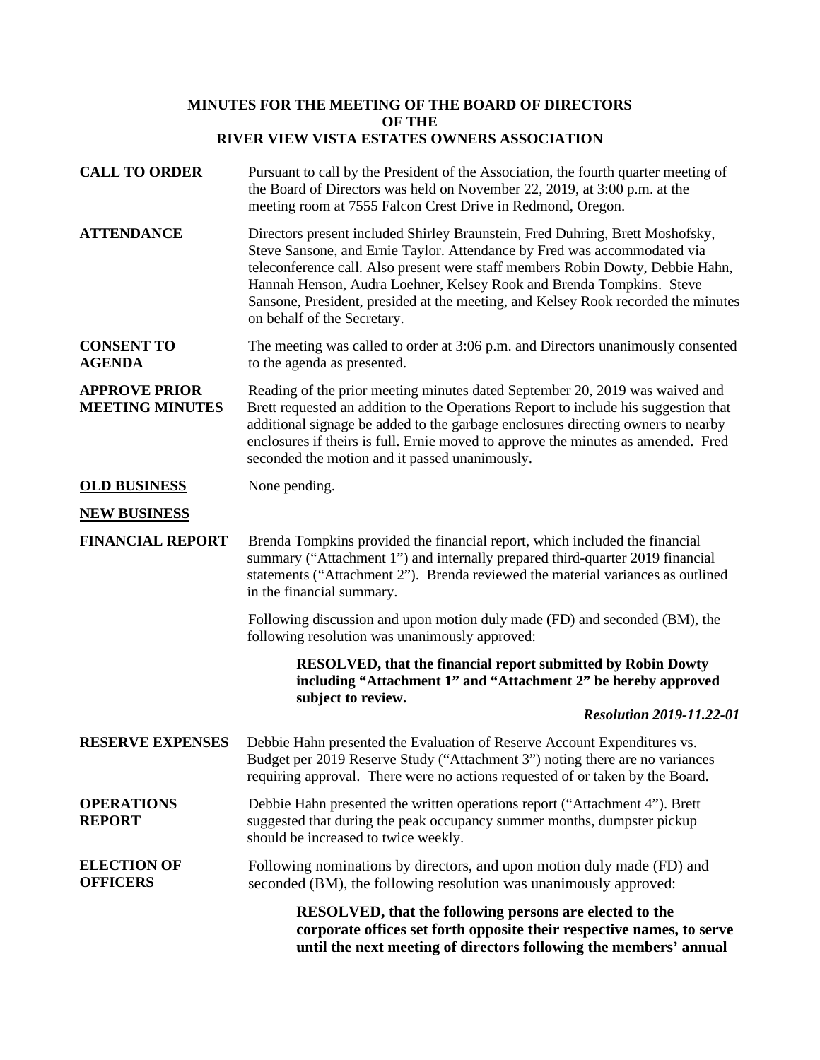**MINUTES FOR THE MEETING OF THE BOARD OF DIRECTORS**
**OF THE**
**RIVER VIEW VISTA ESTATES OWNERS ASSOCIATION**

**CALL TO ORDER** Pursuant to call by the President of the Association, the fourth quarter meeting of the Board of Directors was held on November 22, 2019, at 3:00 p.m. at the meeting room at 7555 Falcon Crest Drive in Redmond, Oregon.

**ATTENDANCE** Directors present included Shirley Braunstein, Fred Duhring, Brett Moshofsky, Steve Sansone, and Ernie Taylor. Attendance by Fred was accommodated via teleconference call. Also present were staff members Robin Dowty, Debbie Hahn, Hannah Henson, Audra Loehner, Kelsey Rook and Brenda Tompkins. Steve Sansone, President, presided at the meeting, and Kelsey Rook recorded the minutes on behalf of the Secretary.

**CONSENT TO AGENDA** The meeting was called to order at 3:06 p.m. and Directors unanimously consented to the agenda as presented.

**APPROVE PRIOR MEETING MINUTES** Reading of the prior meeting minutes dated September 20, 2019 was waived and Brett requested an addition to the Operations Report to include his suggestion that additional signage be added to the garbage enclosures directing owners to nearby enclosures if theirs is full. Ernie moved to approve the minutes as amended. Fred seconded the motion and it passed unanimously.

**OLD BUSINESS** None pending.

**NEW BUSINESS**

**FINANCIAL REPORT** Brenda Tompkins provided the financial report, which included the financial summary ("Attachment 1") and internally prepared third-quarter 2019 financial statements ("Attachment 2"). Brenda reviewed the material variances as outlined in the financial summary.

Following discussion and upon motion duly made (FD) and seconded (BM), the following resolution was unanimously approved:

> **RESOLVED, that the financial report submitted by Robin Dowty including "Attachment 1" and "Attachment 2" be hereby approved subject to review.**
>
> ***Resolution 2019-11.22-01***

**RESERVE EXPENSES** Debbie Hahn presented the Evaluation of Reserve Account Expenditures vs. Budget per 2019 Reserve Study ("Attachment 3") noting there are no variances requiring approval. There were no actions requested of or taken by the Board.

**OPERATIONS REPORT** Debbie Hahn presented the written operations report ("Attachment 4"). Brett suggested that during the peak occupancy summer months, dumpster pickup should be increased to twice weekly.

**ELECTION OF OFFICERS** Following nominations by directors, and upon motion duly made (FD) and seconded (BM), the following resolution was unanimously approved:

> **RESOLVED, that the following persons are elected to the corporate offices set forth opposite their respective names, to serve until the next meeting of directors following the members' annual**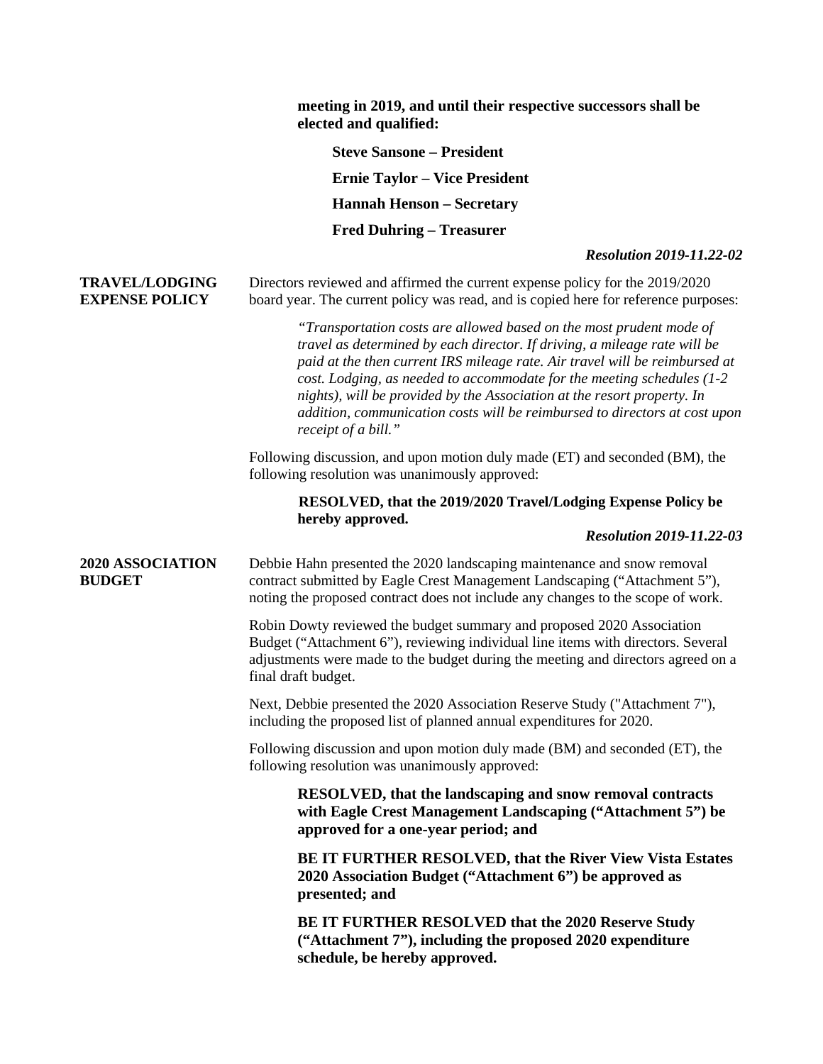**meeting in 2019, and until their respective successors shall be elected and qualified:**

**Steve Sansone – President**

**Ernie Taylor – Vice President**

**Hannah Henson – Secretary**

**Fred Duhring – Treasurer**

***Resolution 2019-11.22-02***

**TRAVEL/LODGING EXPENSE POLICY**

Directors reviewed and affirmed the current expense policy for the 2019/2020 board year. The current policy was read, and is copied here for reference purposes:

> *"Transportation costs are allowed based on the most prudent mode of travel as determined by each director. If driving, a mileage rate will be paid at the then current IRS mileage rate. Air travel will be reimbursed at cost. Lodging, as needed to accommodate for the meeting schedules (1-2 nights), will be provided by the Association at the resort property. In addition, communication costs will be reimbursed to directors at cost upon receipt of a bill."*

Following discussion, and upon motion duly made (ET) and seconded (BM), the following resolution was unanimously approved:

**RESOLVED, that the 2019/2020 Travel/Lodging Expense Policy be hereby approved.**

***Resolution 2019-11.22-03***

**2020 ASSOCIATION BUDGET**

Debbie Hahn presented the 2020 landscaping maintenance and snow removal contract submitted by Eagle Crest Management Landscaping ("Attachment 5"), noting the proposed contract does not include any changes to the scope of work.

Robin Dowty reviewed the budget summary and proposed 2020 Association Budget ("Attachment 6"), reviewing individual line items with directors. Several adjustments were made to the budget during the meeting and directors agreed on a final draft budget.

Next, Debbie presented the 2020 Association Reserve Study ("Attachment 7"), including the proposed list of planned annual expenditures for 2020.

Following discussion and upon motion duly made (BM) and seconded (ET), the following resolution was unanimously approved:

**RESOLVED, that the landscaping and snow removal contracts with Eagle Crest Management Landscaping ("Attachment 5") be approved for a one-year period; and**

**BE IT FURTHER RESOLVED, that the River View Vista Estates 2020 Association Budget ("Attachment 6") be approved as presented; and**

**BE IT FURTHER RESOLVED that the 2020 Reserve Study ("Attachment 7"), including the proposed 2020 expenditure schedule, be hereby approved.**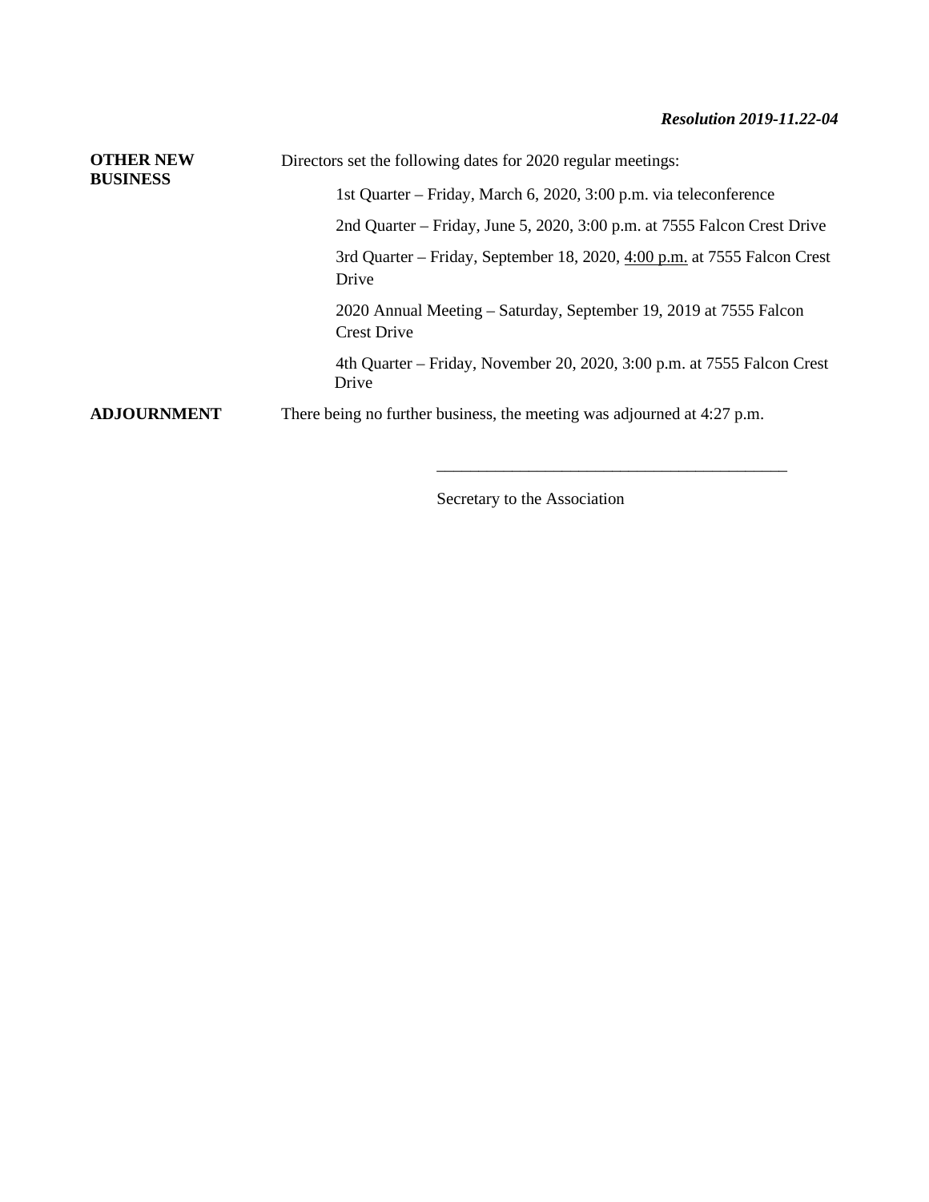***Resolution 2019-11.22-04***

**OTHER NEW BUSINESS**

Directors set the following dates for 2020 regular meetings:

1st Quarter – Friday, March 6, 2020, 3:00 p.m. via teleconference

2nd Quarter – Friday, June 5, 2020, 3:00 p.m. at 7555 Falcon Crest Drive

3rd Quarter – Friday, September 18, 2020, <u>4:00 p.m.</u> at 7555 Falcon Crest Drive

2020 Annual Meeting – Saturday, September 19, 2019 at 7555 Falcon Crest Drive

4th Quarter – Friday, November 20, 2020, 3:00 p.m. at 7555 Falcon Crest Drive

**ADJOURNMENT**

There being no further business, the meeting was adjourned at 4:27 p.m.

\_\_\_\_\_\_\_\_\_\_\_\_\_\_\_\_\_\_\_\_\_\_\_\_\_\_\_\_\_\_\_\_\_\_\_\_\_\_\_\_\_\_

Secretary to the Association